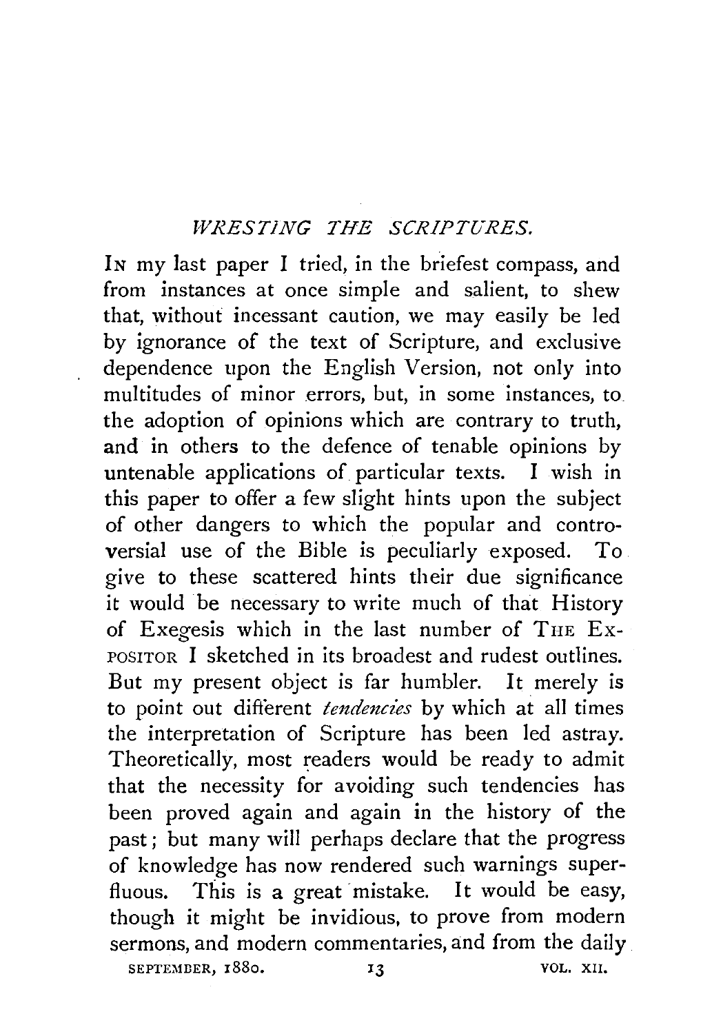## *WRESTING THE SCRIPTURES.*

In my last paper I tried, in the briefest compass, and from instances at once simple and salient, to shew that, without incessant caution, we may easily be led by ignorance of the text of Scripture, and exclusive dependence upon the English Version, not only into multitudes of minor errors, but, in some instances, to the adoption of opinions which are contrary to truth, and in others to the defence of tenable opinions by untenable applications of particular texts. I wish in this paper to offer a few slight hints upon the subject of other dangers to which the popular and controversial use of the Bible is peculiarly exposed. To give to these scattered hints their due significance it would be necessary to write much of that History of Exegesis which in the last number of The Expositor I sketched in its broadest and rudest outlines. But my present object is far humbler. It merely is to point out different *tendencies* by which at all times the interpretation of Scripture has been led astray. Theoretically, most readers would be ready to admit that the necessity for avoiding such tendencies has been proved again and again in the history of the past; but many will perhaps declare that the progress of knowledge has now rendered such warnings superfluous. This is a great mistake. It would be easy, though it might be invidious, to prove from modern sermons, and modern commentaries, and from the daily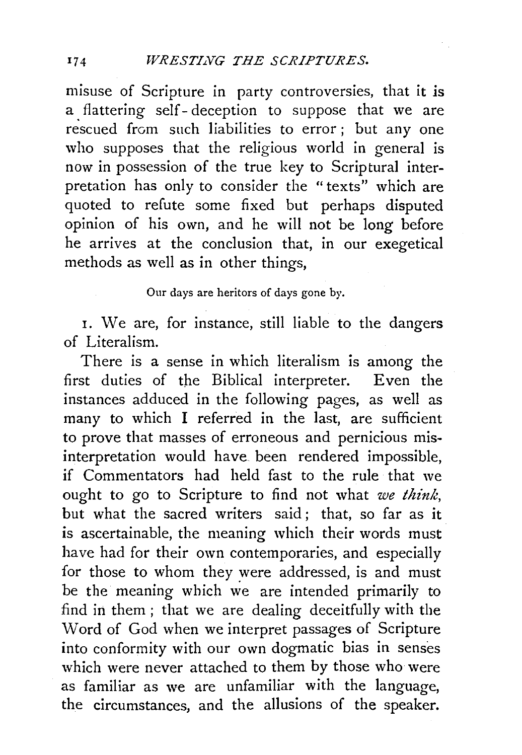misuse of Scripture in party controversies, that it is a flattering self-deception to suppose that we are rescued from such liabilities to error; but any one who supposes that the religious world in general is now in possession of the true key to Scriptural interpretation has only to consider the "texts" which are quoted to refute some fixed but perhaps disputed opinion of his own, and he will not be long before he arrives at the conclusion that, in our exegetical methods as well as in other things,

Our days are heritors of days gone by.

1. We are, for instance, still liable to the dangers of Literalism.

There is a sense in which literalism is among the first duties of the Biblical interpreter. Even the instances adduced in the following pages, as well as many to which I referred in the last, are sufficient to prove that masses of erroneous and pernicious misinterpretation would have been rendered impossible, if Commentators had held fast to the rule that we ought to go to Scripture to find not what *we think*, but what the sacred writers said; that, so far as it is ascertainable, the meaning which their words must have had for their own contemporaries, and especially for those to whom they were addressed, is and must be the meaning which we are intended primarily to find in them; that we are dealing deceitfully with the Word of God when we interpret passages of Scripture into conformity with our own dogmatic bias in senses which were never attached to them by those who were as familiar as we are unfamiliar with the language, the circumstances, and the allusions of the speaker.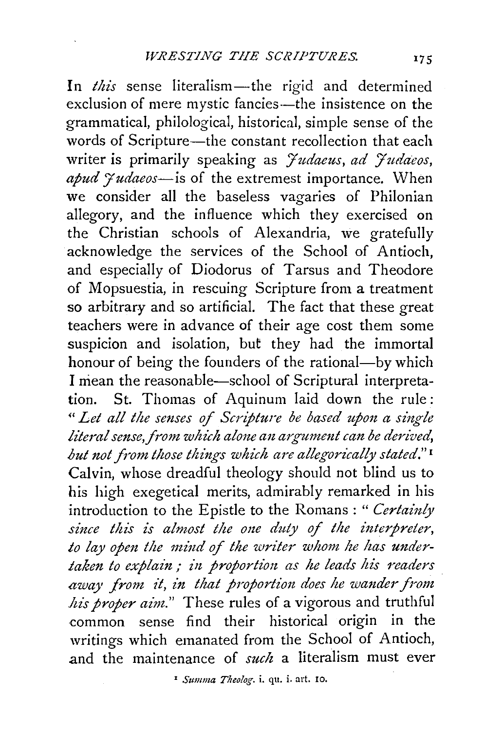In *this* sense literalism—the rigid and determined exclusion of mere mystic fancies—the insistence on the grammatical, philological, historical, simple sense of the words of Scripture—the constant recollection that each writer is primarily speaking as *Judaeus, ad Judaeos, apud Judaeos*—is of the extremest importance. When we consider all the baseless vagaries of Philonian allegory, and the influence which they exercised on the Christian schools of Alexandria, we gratefully acknowledge the services of the School of Antioch, and especially of Diodorus of Tarsus and Theodore of Mopsuestia, in rescuing Scripture from a treatment so arbitrary and so artificial. The fact that these great teachers were in advance of their age cost them some suspicion and isolation, but they had the immortal honour of being the founders of the rational—by which I mean the reasonable—school of Scriptural interpretation. St. Thomas of Aquinum laid down the rule: "*Let all the senses of Scripture be based upon a single literal sense, from which alone an argument can be derived, but not from those things which are allegorically stated.*"[1] Calvin, whose dreadful theology should not blind us to his high exegetical merits, admirably remarked in his introduction to the Epistle to the Romans: "*Certainly since this is almost the one duty of the interpreter, to lay open the mind of the writer whom he has undertaken to explain; in proportion as he leads his readers away from it, in that proportion does he wander from his proper aim.*" These rules of a vigorous and truthful common sense find their historical origin in the writings which emanated from the School of Antioch, and the maintenance of *such* a literalism must ever

[1] *Summa Theolog.* i. qu. i. art. 10.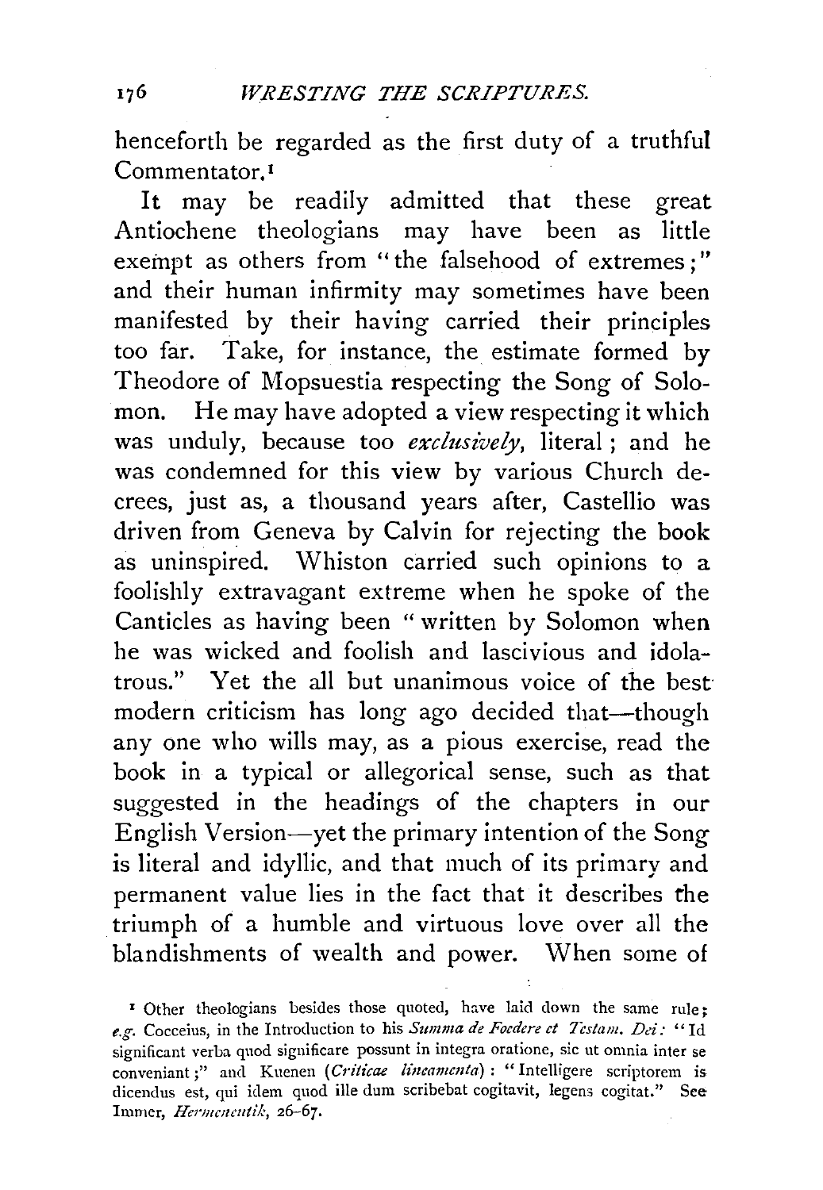henceforth be regarded as the first duty of a truthful Commentator.[1]

It may be readily admitted that these great Antiochene theologians may have been as little exempt as others from "the falsehood of extremes;" and their human infirmity may sometimes have been manifested by their having carried their principles too far. Take, for instance, the estimate formed by Theodore of Mopsuestia respecting the Song of Solomon. He may have adopted a view respecting it which was unduly, because too *exclusively*, literal; and he was condemned for this view by various Church decrees, just as, a thousand years after, Castellio was driven from Geneva by Calvin for rejecting the book as uninspired. Whiston carried such opinions to a foolishly extravagant extreme when he spoke of the Canticles as having been "written by Solomon when he was wicked and foolish and lascivious and idolatrous." Yet the all but unanimous voice of the best modern criticism has long ago decided that—though any one who wills may, as a pious exercise, read the book in a typical or allegorical sense, such as that suggested in the headings of the chapters in our English Version—yet the primary intention of the Song is literal and idyllic, and that much of its primary and permanent value lies in the fact that it describes the triumph of a humble and virtuous love over all the blandishments of wealth and power. When some of

[1] Other theologians besides those quoted, have laid down the same rule; *e.g.* Cocceius, in the Introduction to his *Summa de Foedere et Testam. Dei*: "Id significant verba quod significare possunt in integra oratione, sic ut omnia inter se conveniant;" and Kuenen (*Criticae lineamenta*): "Intelligere scriptorem is dicendus est, qui idem quod ille dum scribebat cogitavit, legens cogitat." See Immer, *Hermeneutik*, 26-67.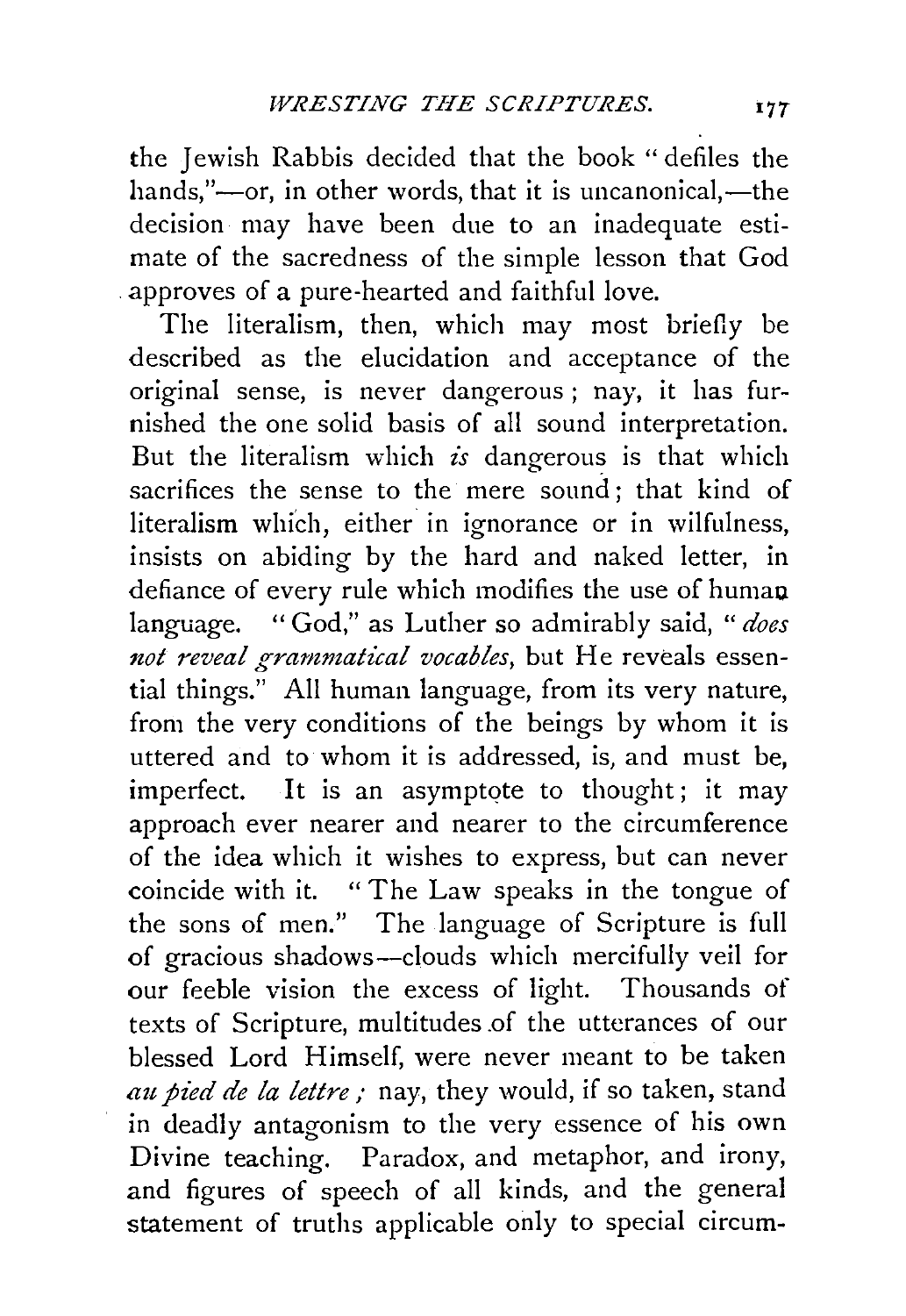the Jewish Rabbis decided that the book "defiles the hands,"—or, in other words, that it is uncanonical,—the decision may have been due to an inadequate estimate of the sacredness of the simple lesson that God approves of a pure-hearted and faithful love.

The literalism, then, which may most briefly be described as the elucidation and acceptance of the original sense, is never dangerous; nay, it has furnished the one solid basis of all sound interpretation. But the literalism which *is* dangerous is that which sacrifices the sense to the mere sound; that kind of literalism which, either in ignorance or in wilfulness, insists on abiding by the hard and naked letter, in defiance of every rule which modifies the use of human language. "God," as Luther so admirably said, "*does not reveal grammatical vocables*, but He reveals essential things." All human language, from its very nature, from the very conditions of the beings by whom it is uttered and to whom it is addressed, is, and must be, imperfect. It is an asymptote to thought; it may approach ever nearer and nearer to the circumference of the idea which it wishes to express, but can never coincide with it. "The Law speaks in the tongue of the sons of men." The language of Scripture is full of gracious shadows—clouds which mercifully veil for our feeble vision the excess of light. Thousands of texts of Scripture, multitudes of the utterances of our blessed Lord Himself, were never meant to be taken *au pied de la lettre*; nay, they would, if so taken, stand in deadly antagonism to the very essence of his own Divine teaching. Paradox, and metaphor, and irony, and figures of speech of all kinds, and the general statement of truths applicable only to special circum-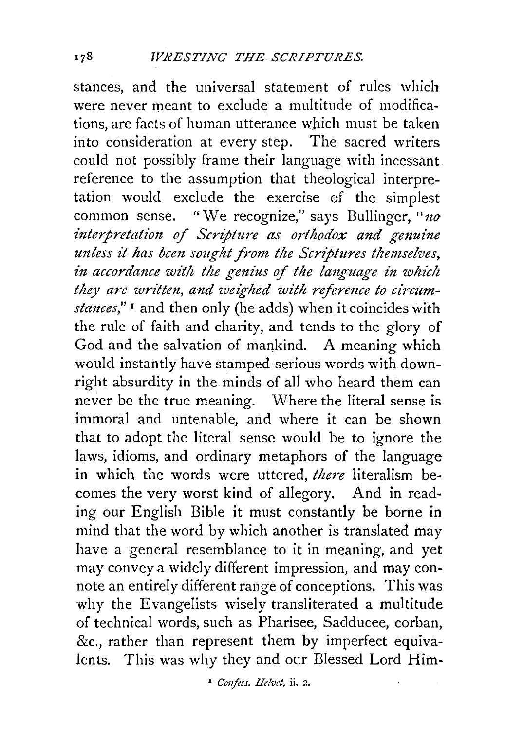stances, and the universal statement of rules which were never meant to exclude a multitude of modifications, are facts of human utterance which must be taken into consideration at every step. The sacred writers could not possibly frame their language with incessant reference to the assumption that theological interpretation would exclude the exercise of the simplest common sense. "We recognize," says Bullinger, "*no interpretation of Scripture as orthodox and genuine unless it has been sought from the Scriptures themselves, in accordance with the genius of the language in which they are written, and weighed with reference to circumstances*,"[1] and then only (he adds) when it coincides with the rule of faith and charity, and tends to the glory of God and the salvation of mankind. A meaning which would instantly have stamped serious words with downright absurdity in the minds of all who heard them can never be the true meaning. Where the literal sense is immoral and untenable, and where it can be shown that to adopt the literal sense would be to ignore the laws, idioms, and ordinary metaphors of the language in which the words were uttered, *there* literalism becomes the very worst kind of allegory. And in reading our English Bible it must constantly be borne in mind that the word by which another is translated may have a general resemblance to it in meaning, and yet may convey a widely different impression, and may connote an entirely different range of conceptions. This was why the Evangelists wisely transliterated a multitude of technical words, such as Pharisee, Sadducee, corban, &c., rather than represent them by imperfect equivalents. This was why they and our Blessed Lord Him-

[1] *Confess. Helvet*, ii. 2.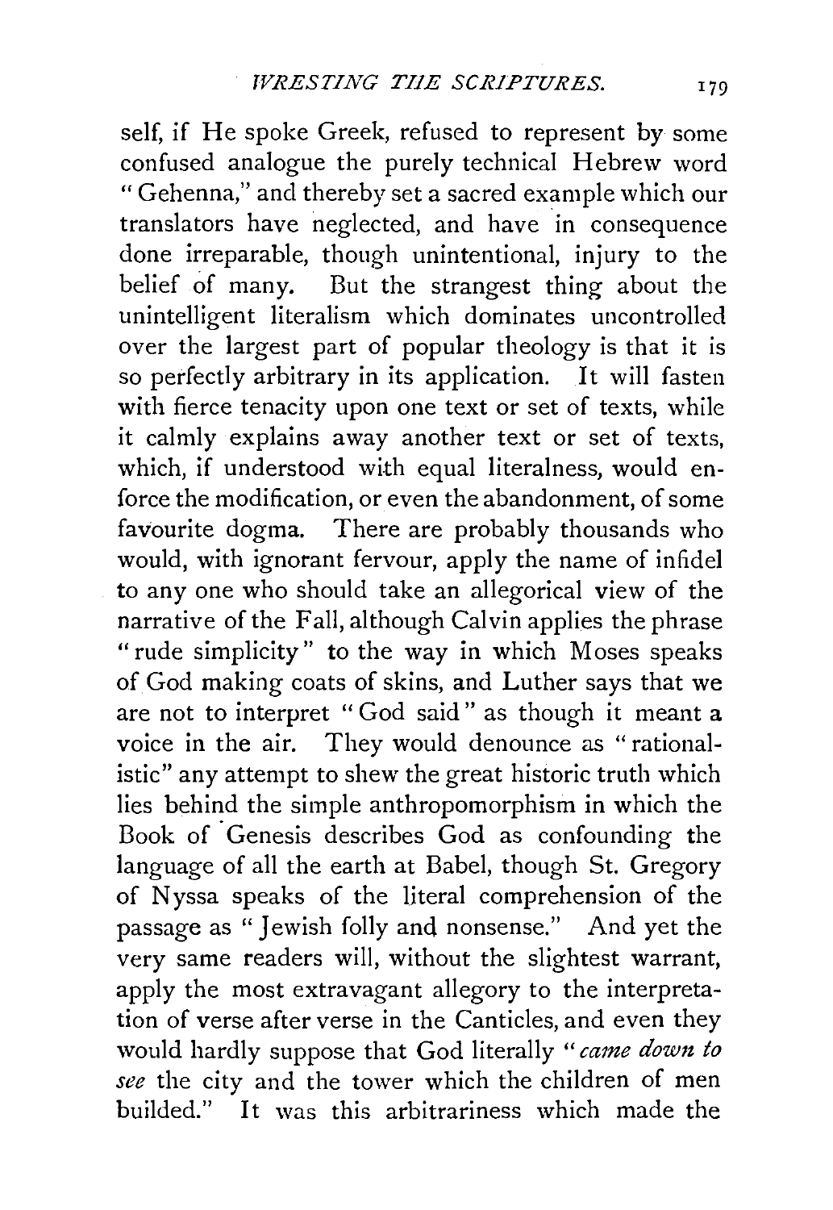self, if He spoke Greek, refused to represent by some confused analogue the purely technical Hebrew word "Gehenna," and thereby set a sacred example which our translators have neglected, and have in consequence done irreparable, though unintentional, injury to the belief of many. But the strangest thing about the unintelligent literalism which dominates uncontrolled over the largest part of popular theology is that it is so perfectly arbitrary in its application. It will fasten with fierce tenacity upon one text or set of texts, while it calmly explains away another text or set of texts, which, if understood with equal literalness, would enforce the modification, or even the abandonment, of some favourite dogma. There are probably thousands who would, with ignorant fervour, apply the name of infidel to any one who should take an allegorical view of the narrative of the Fall, although Calvin applies the phrase "rude simplicity" to the way in which Moses speaks of God making coats of skins, and Luther says that we are not to interpret "God said" as though it meant a voice in the air. They would denounce as "rationalistic" any attempt to shew the great historic truth which lies behind the simple anthropomorphism in which the Book of Genesis describes God as confounding the language of all the earth at Babel, though St. Gregory of Nyssa speaks of the literal comprehension of the passage as "Jewish folly and nonsense." And yet the very same readers will, without the slightest warrant, apply the most extravagant allegory to the interpretation of verse after verse in the Canticles, and even they would hardly suppose that God literally "*came down to see* the city and the tower which the children of men builded." It was this arbitrariness which made the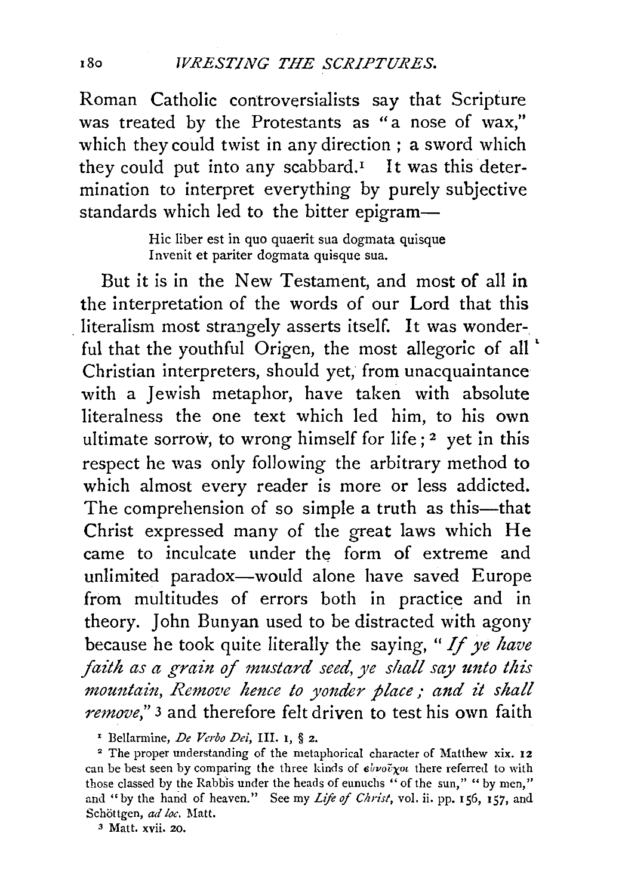Roman Catholic controversialists say that Scripture was treated by the Protestants as "a nose of wax," which they could twist in any direction; a sword which they could put into any scabbard.[1] It was this determination to interpret everything by purely subjective standards which led to the bitter epigram—

> Hic liber est in quo quaerit sua dogmata quisque
> Invenit et pariter dogmata quisque sua.

But it is in the New Testament, and most of all in the interpretation of the words of our Lord that this literalism most strangely asserts itself. It was wonderful that the youthful Origen, the most allegoric of all Christian interpreters, should yet, from unacquaintance with a Jewish metaphor, have taken with absolute literalness the one text which led him, to his own ultimate sorrow, to wrong himself for life;[2] yet in this respect he was only following the arbitrary method to which almost every reader is more or less addicted. The comprehension of so simple a truth as this—that Christ expressed many of the great laws which He came to inculcate under the form of extreme and unlimited paradox—would alone have saved Europe from multitudes of errors both in practice and in theory. John Bunyan used to be distracted with agony because he took quite literally the saying, "*If ye have faith as a grain of mustard seed, ye shall say unto this mountain, Remove hence to yonder place; and it shall remove,*"[3] and therefore felt driven to test his own faith

[1] Bellarmine, *De Verbo Dei*, III. 1, § 2.

[2] The proper understanding of the metaphorical character of Matthew xix. 12 can be best seen by comparing the three kinds of εὐνοῦχοι there referred to with those classed by the Rabbis under the heads of eunuchs "of the sun," "by men," and "by the hand of heaven." See my *Life of Christ*, vol. ii. pp. 156, 157, and Schöttgen, *ad loc.* Matt.

[3] Matt. xvii. 20.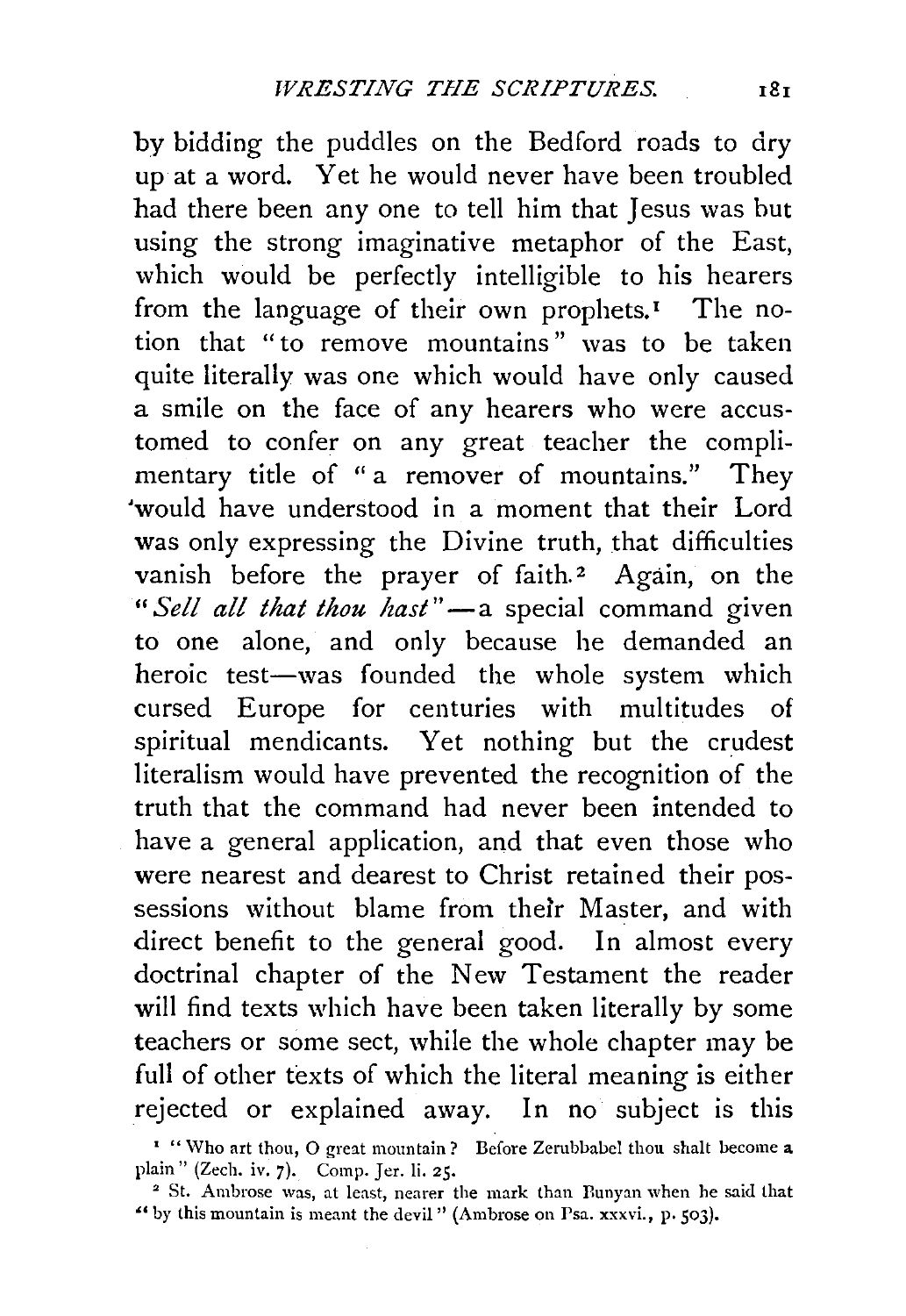by bidding the puddles on the Bedford roads to dry up at a word. Yet he would never have been troubled had there been any one to tell him that Jesus was but using the strong imaginative metaphor of the East, which would be perfectly intelligible to his hearers from the language of their own prophets.[1] The notion that "to remove mountains" was to be taken quite literally was one which would have only caused a smile on the face of any hearers who were accustomed to confer on any great teacher the complimentary title of "a remover of mountains." They would have understood in a moment that their Lord was only expressing the Divine truth, that difficulties vanish before the prayer of faith.[2] Again, on the "*Sell all that thou hast*"—a special command given to one alone, and only because he demanded an heroic test—was founded the whole system which cursed Europe for centuries with multitudes of spiritual mendicants. Yet nothing but the crudest literalism would have prevented the recognition of the truth that the command had never been intended to have a general application, and that even those who were nearest and dearest to Christ retained their possessions without blame from their Master, and with direct benefit to the general good. In almost every doctrinal chapter of the New Testament the reader will find texts which have been taken literally by some teachers or some sect, while the whole chapter may be full of other texts of which the literal meaning is either rejected or explained away. In no subject is this

[1] "Who art thou, O great mountain? Before Zerubbabel thou shalt become a plain" (Zech. iv. 7). Comp. Jer. li. 25.

[2] St. Ambrose was, at least, nearer the mark than Bunyan when he said that "by this mountain is meant the devil" (Ambrose on Psa. xxxvi., p. 503).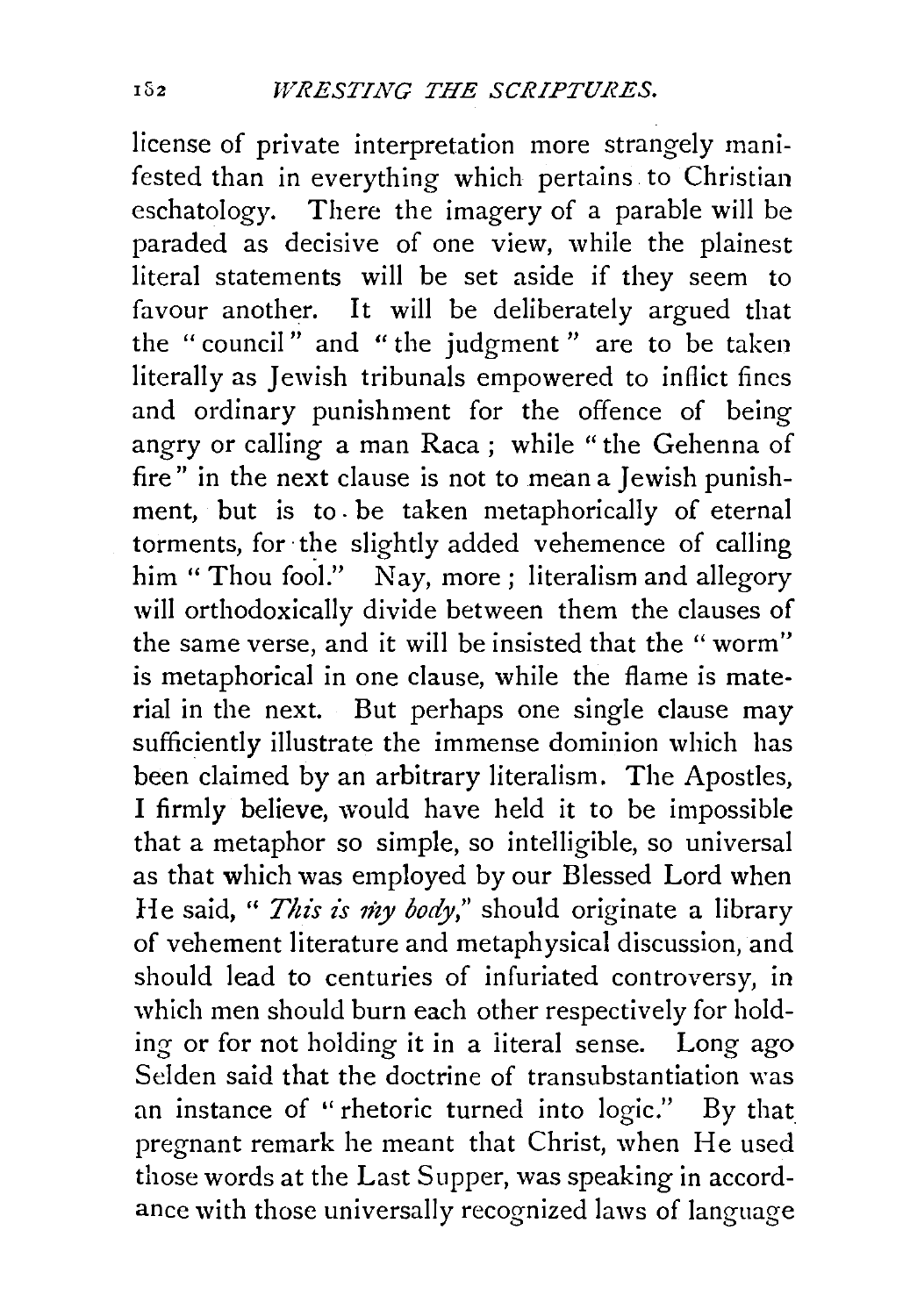license of private interpretation more strangely manifested than in everything which pertains to Christian eschatology. There the imagery of a parable will be paraded as decisive of one view, while the plainest literal statements will be set aside if they seem to favour another. It will be deliberately argued that the "council" and "the judgment" are to be taken literally as Jewish tribunals empowered to inflict fines and ordinary punishment for the offence of being angry or calling a man Raca; while "the Gehenna of fire" in the next clause is not to mean a Jewish punishment, but is to be taken metaphorically of eternal torments, for the slightly added vehemence of calling him "Thou fool." Nay, more; literalism and allegory will orthodoxically divide between them the clauses of the same verse, and it will be insisted that the "worm" is metaphorical in one clause, while the flame is material in the next. But perhaps one single clause may sufficiently illustrate the immense dominion which has been claimed by an arbitrary literalism. The Apostles, I firmly believe, would have held it to be impossible that a metaphor so simple, so intelligible, so universal as that which was employed by our Blessed Lord when He said, "*This is my body*," should originate a library of vehement literature and metaphysical discussion, and should lead to centuries of infuriated controversy, in which men should burn each other respectively for holding or for not holding it in a literal sense. Long ago Selden said that the doctrine of transubstantiation was an instance of "rhetoric turned into logic." By that pregnant remark he meant that Christ, when He used those words at the Last Supper, was speaking in accordance with those universally recognized laws of language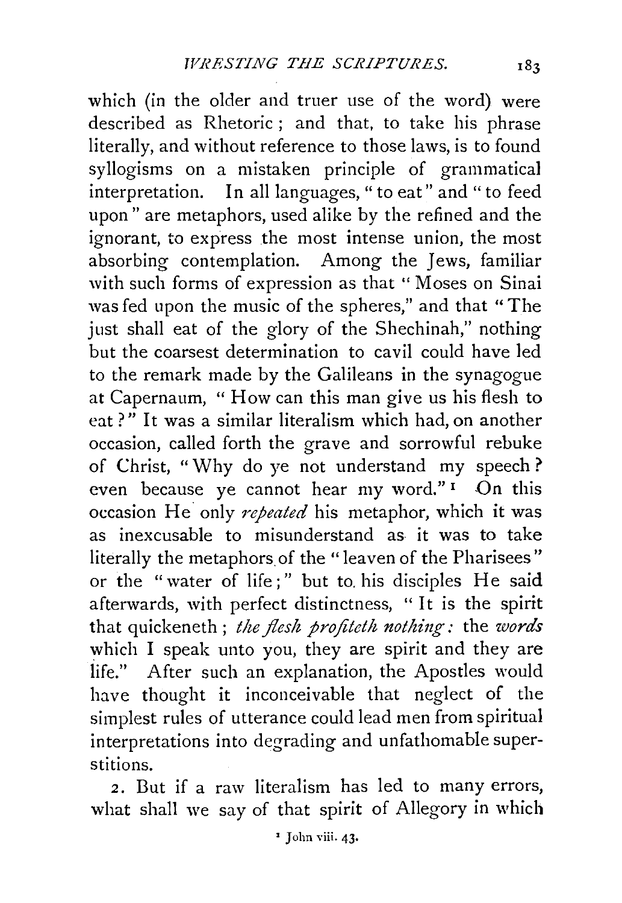which (in the older and truer use of the word) were described as Rhetoric; and that, to take his phrase literally, and without reference to those laws, is to found syllogisms on a mistaken principle of grammatical interpretation. In all languages, "to eat" and "to feed upon" are metaphors, used alike by the refined and the ignorant, to express the most intense union, the most absorbing contemplation. Among the Jews, familiar with such forms of expression as that "Moses on Sinai was fed upon the music of the spheres," and that "The just shall eat of the glory of the Shechinah," nothing but the coarsest determination to cavil could have led to the remark made by the Galileans in the synagogue at Capernaum, "How can this man give us his flesh to eat?" It was a similar literalism which had, on another occasion, called forth the grave and sorrowful rebuke of Christ, "Why do ye not understand my speech? even because ye cannot hear my word."[1] On this occasion He only *repeated* his metaphor, which it was as inexcusable to misunderstand as it was to take literally the metaphors of the "leaven of the Pharisees" or the "water of life;" but to his disciples He said afterwards, with perfect distinctness, "It is the spirit that quickeneth; *the flesh profiteth nothing:* the *words* which I speak unto you, they are spirit and they are life." After such an explanation, the Apostles would have thought it inconceivable that neglect of the simplest rules of utterance could lead men from spiritual interpretations into degrading and unfathomable superstitions.

2. But if a raw literalism has led to many errors, what shall we say of that spirit of Allegory in which

[1] John viii. 43.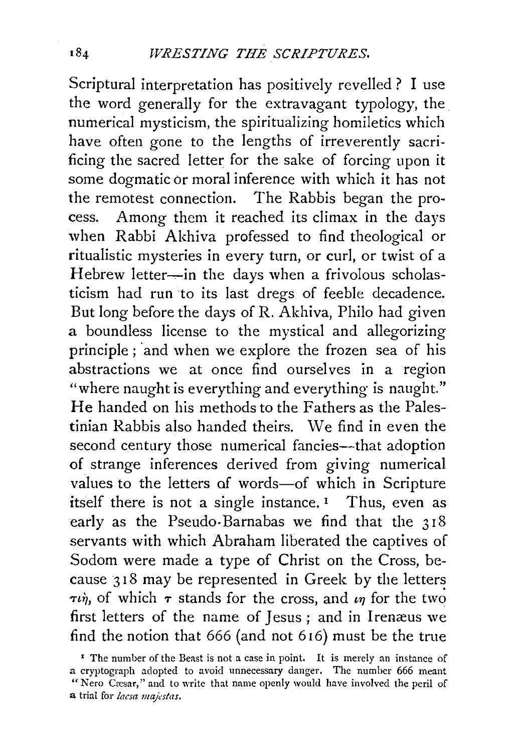Scriptural interpretation has positively revelled? I use the word generally for the extravagant typology, the numerical mysticism, the spiritualizing homiletics which have often gone to the lengths of irreverently sacrificing the sacred letter for the sake of forcing upon it some dogmatic or moral inference with which it has not the remotest connection. The Rabbis began the process. Among them it reached its climax in the days when Rabbi Akhiva professed to find theological or ritualistic mysteries in every turn, or curl, or twist of a Hebrew letter—in the days when a frivolous scholasticism had run to its last dregs of feeble decadence. But long before the days of R. Akhiva, Philo had given a boundless license to the mystical and allegorizing principle; and when we explore the frozen sea of his abstractions we at once find ourselves in a region "where naught is everything and everything is naught." He handed on his methods to the Fathers as the Palestinian Rabbis also handed theirs. We find in even the second century those numerical fancies—that adoption of strange inferences derived from giving numerical values to the letters of words—of which in Scripture itself there is not a single instance.[1] Thus, even as early as the Pseudo-Barnabas we find that the 318 servants with which Abraham liberated the captives of Sodom were made a type of Christ on the Cross, because 318 may be represented in Greek by the letters τιη, of which τ stands for the cross, and ιη for the two first letters of the name of Jesus; and in Irenæus we find the notion that 666 (and not 616) must be the true

[1] The number of the Beast is not a case in point. It is merely an instance of a cryptograph adopted to avoid unnecessary danger. The number 666 meant "Nero Cæsar," and to write that name openly would have involved the peril of a trial for *laesa majestas*.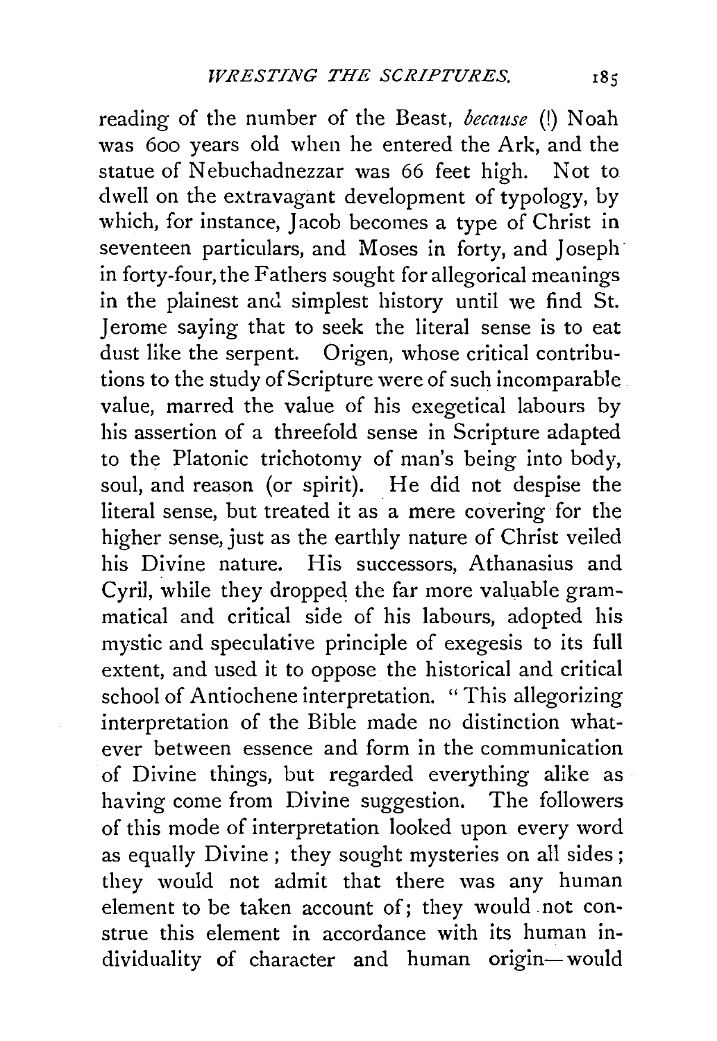reading of the number of the Beast, *because* (!) Noah was 600 years old when he entered the Ark, and the statue of Nebuchadnezzar was 66 feet high. Not to dwell on the extravagant development of typology, by which, for instance, Jacob becomes a type of Christ in seventeen particulars, and Moses in forty, and Joseph in forty-four, the Fathers sought for allegorical meanings in the plainest and simplest history until we find St. Jerome saying that to seek the literal sense is to eat dust like the serpent. Origen, whose critical contributions to the study of Scripture were of such incomparable value, marred the value of his exegetical labours by his assertion of a threefold sense in Scripture adapted to the Platonic trichotomy of man's being into body, soul, and reason (or spirit). He did not despise the literal sense, but treated it as a mere covering for the higher sense, just as the earthly nature of Christ veiled his Divine nature. His successors, Athanasius and Cyril, while they dropped the far more valuable grammatical and critical side of his labours, adopted his mystic and speculative principle of exegesis to its full extent, and used it to oppose the historical and critical school of Antiochene interpretation. "This allegorizing interpretation of the Bible made no distinction whatever between essence and form in the communication of Divine things, but regarded everything alike as having come from Divine suggestion. The followers of this mode of interpretation looked upon every word as equally Divine; they sought mysteries on all sides; they would not admit that there was any human element to be taken account of; they would not construe this element in accordance with its human individuality of character and human origin—would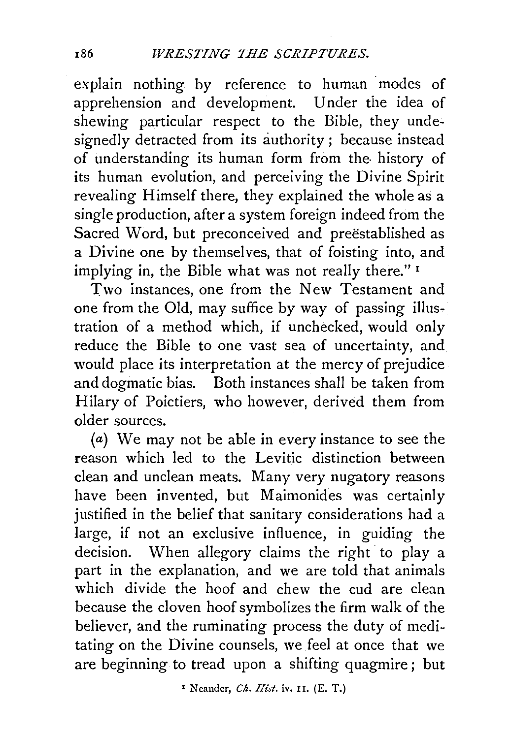explain nothing by reference to human modes of apprehension and development. Under the idea of shewing particular respect to the Bible, they undesignedly detracted from its authority; because instead of understanding its human form from the history of its human evolution, and perceiving the Divine Spirit revealing Himself there, they explained the whole as a single production, after a system foreign indeed from the Sacred Word, but preconceived and preëstablished as a Divine one by themselves, that of foisting into, and implying in, the Bible what was not really there."[1]

Two instances, one from the New Testament and one from the Old, may suffice by way of passing illustration of a method which, if unchecked, would only reduce the Bible to one vast sea of uncertainty, and would place its interpretation at the mercy of prejudice and dogmatic bias. Both instances shall be taken from Hilary of Poictiers, who however, derived them from older sources.

(*a*) We may not be able in every instance to see the reason which led to the Levitic distinction between clean and unclean meats. Many very nugatory reasons have been invented, but Maimonides was certainly justified in the belief that sanitary considerations had a large, if not an exclusive influence, in guiding the decision. When allegory claims the right to play a part in the explanation, and we are told that animals which divide the hoof and chew the cud are clean because the cloven hoof symbolizes the firm walk of the believer, and the ruminating process the duty of meditating on the Divine counsels, we feel at once that we are beginning to tread upon a shifting quagmire; but

[1] Neander, *Ch. Hist.* iv. 11. (E. T.)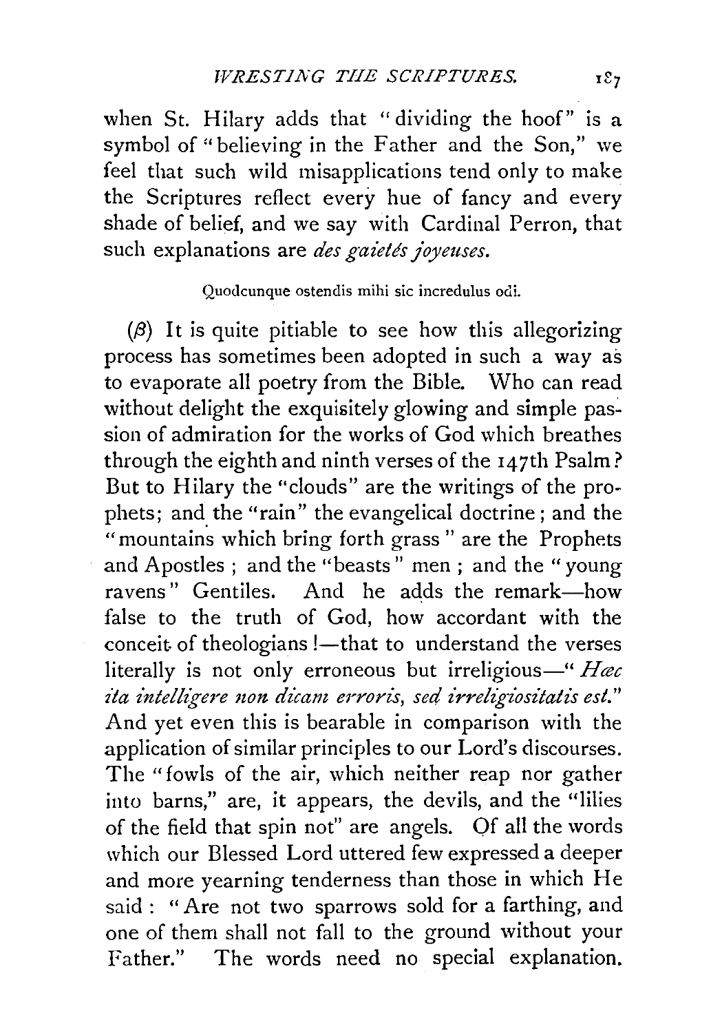when St. Hilary adds that "dividing the hoof" is a symbol of "believing in the Father and the Son," we feel that such wild misapplications tend only to make the Scriptures reflect every hue of fancy and every shade of belief, and we say with Cardinal Perron, that such explanations are *des gaietés joyeuses*.

Quodcunque ostendis mihi sic incredulus odi.

($\beta$) It is quite pitiable to see how this allegorizing process has sometimes been adopted in such a way as to evaporate all poetry from the Bible. Who can read without delight the exquisitely glowing and simple passion of admiration for the works of God which breathes through the eighth and ninth verses of the 147th Psalm? But to Hilary the "clouds" are the writings of the prophets; and the "rain" the evangelical doctrine; and the "mountains which bring forth grass" are the Prophets and Apostles; and the "beasts" men; and the "young ravens" Gentiles. And he adds the remark—how false to the truth of God, how accordant with the conceit of theologians!—that to understand the verses literally is not only erroneous but irreligious—"*Hæc ita intelligere non dicam erroris, sed irreligiositatis est.*" And yet even this is bearable in comparison with the application of similar principles to our Lord's discourses. The "fowls of the air, which neither reap nor gather into barns," are, it appears, the devils, and the "lilies of the field that spin not" are angels. Of all the words which our Blessed Lord uttered few expressed a deeper and more yearning tenderness than those in which He said: "Are not two sparrows sold for a farthing, and one of them shall not fall to the ground without your Father." The words need no special explanation.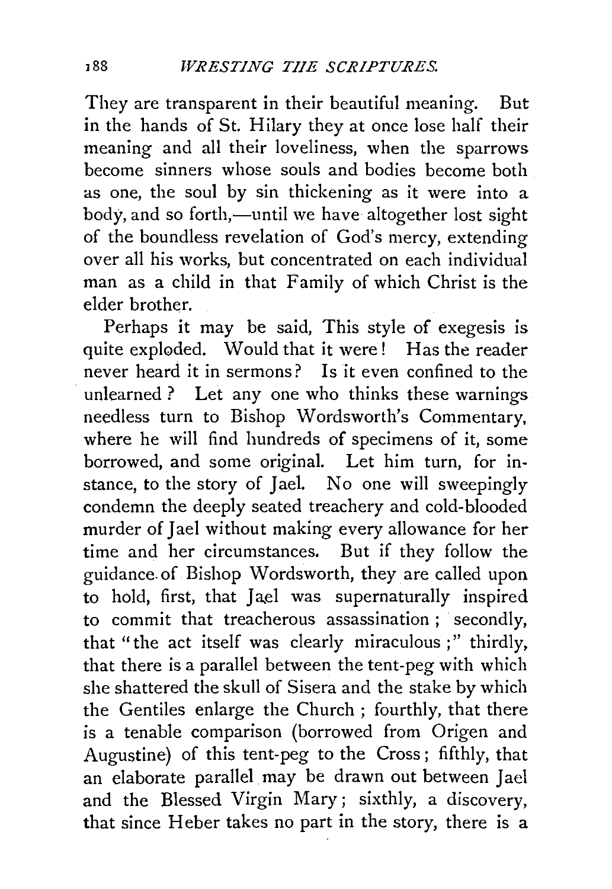They are transparent in their beautiful meaning. But in the hands of St. Hilary they at once lose half their meaning and all their loveliness, when the sparrows become sinners whose souls and bodies become both as one, the soul by sin thickening as it were into a body, and so forth,—until we have altogether lost sight of the boundless revelation of God's mercy, extending over all his works, but concentrated on each individual man as a child in that Family of which Christ is the elder brother.

Perhaps it may be said, This style of exegesis is quite exploded. Would that it were! Has the reader never heard it in sermons? Is it even confined to the unlearned? Let any one who thinks these warnings needless turn to Bishop Wordsworth's Commentary, where he will find hundreds of specimens of it, some borrowed, and some original. Let him turn, for instance, to the story of Jael. No one will sweepingly condemn the deeply seated treachery and cold-blooded murder of Jael without making every allowance for her time and her circumstances. But if they follow the guidance of Bishop Wordsworth, they are called upon to hold, first, that Jael was supernaturally inspired to commit that treacherous assassination; secondly, that "the act itself was clearly miraculous;" thirdly, that there is a parallel between the tent-peg with which she shattered the skull of Sisera and the stake by which the Gentiles enlarge the Church; fourthly, that there is a tenable comparison (borrowed from Origen and Augustine) of this tent-peg to the Cross; fifthly, that an elaborate parallel may be drawn out between Jael and the Blessed Virgin Mary; sixthly, a discovery, that since Heber takes no part in the story, there is a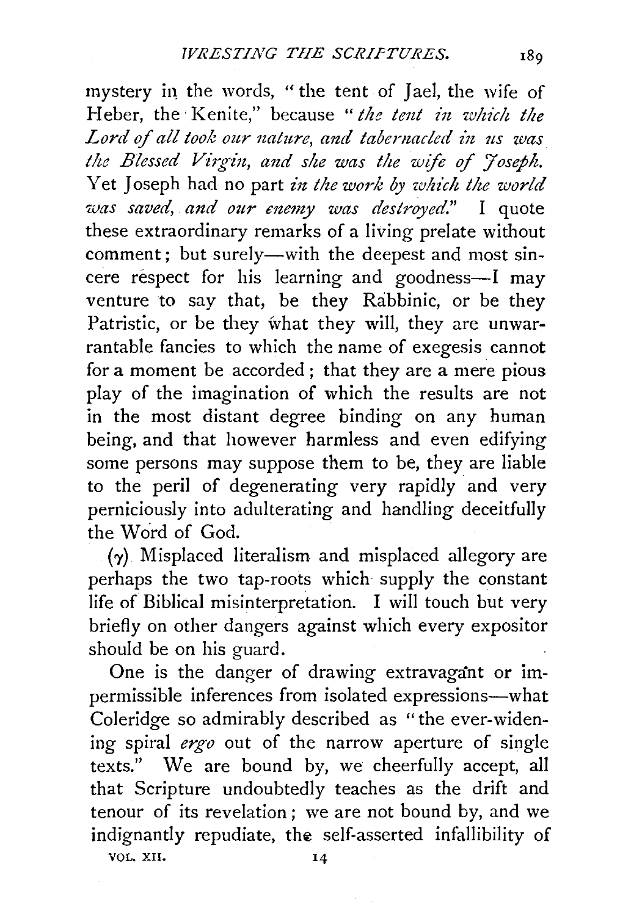mystery in the words, "the tent of Jael, the wife of Heber, the Kenite," because "*the tent in which the Lord of all took our nature, and tabernacled in us was the Blessed Virgin, and she was the wife of Joseph.* Yet Joseph had no part *in the work by which the world was saved, and our enemy was destroyed.*" I quote these extraordinary remarks of a living prelate without comment; but surely—with the deepest and most sincere respect for his learning and goodness—I may venture to say that, be they Rabbinic, or be they Patristic, or be they what they will, they are unwarrantable fancies to which the name of exegesis cannot for a moment be accorded; that they are a mere pious play of the imagination of which the results are not in the most distant degree binding on any human being, and that however harmless and even edifying some persons may suppose them to be, they are liable to the peril of degenerating very rapidly and very perniciously into adulterating and handling deceitfully the Word of God.

($\gamma$) Misplaced literalism and misplaced allegory are perhaps the two tap-roots which supply the constant life of Biblical misinterpretation. I will touch but very briefly on other dangers against which every expositor should be on his guard.

One is the danger of drawing extravagant or impermissible inferences from isolated expressions—what Coleridge so admirably described as "the ever-widening spiral *ergo* out of the narrow aperture of single texts." We are bound by, we cheerfully accept, all that Scripture undoubtedly teaches as the drift and tenour of its revelation; we are not bound by, and we indignantly repudiate, the self-asserted infallibility of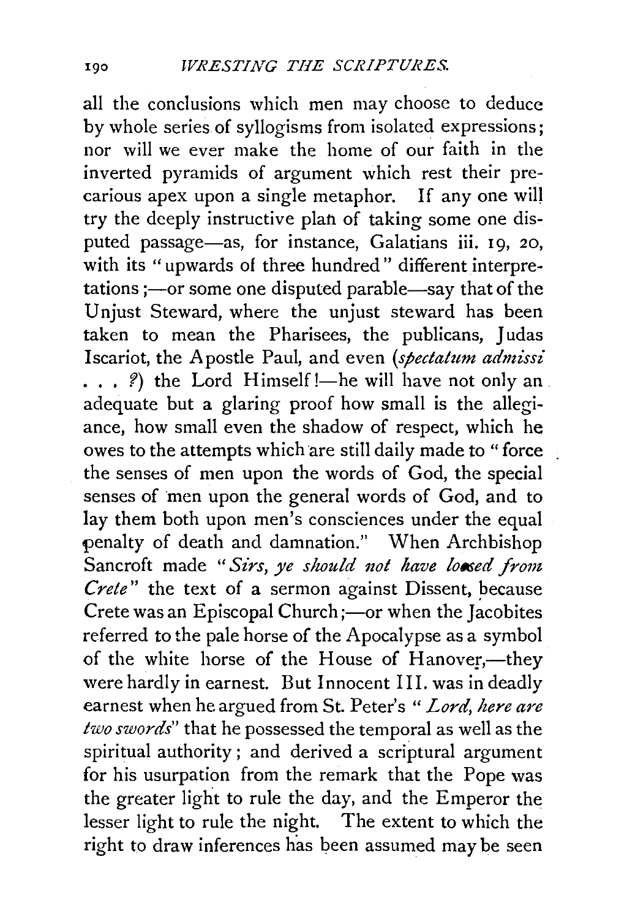all the conclusions which men may choose to deduce by whole series of syllogisms from isolated expressions; nor will we ever make the home of our faith in the inverted pyramids of argument which rest their precarious apex upon a single metaphor. If any one will try the deeply instructive plan of taking some one disputed passage—as, for instance, Galatians iii. 19, 20, with its "upwards of three hundred" different interpretations;—or some one disputed parable—say that of the Unjust Steward, where the unjust steward has been taken to mean the Pharisees, the publicans, Judas Iscariot, the Apostle Paul, and even (*spectatum admissi . . . ?*) the Lord Himself!—he will have not only an adequate but a glaring proof how small is the allegiance, how small even the shadow of respect, which he owes to the attempts which are still daily made to "force the senses of men upon the words of God, the special senses of men upon the general words of God, and to lay them both upon men's consciences under the equal penalty of death and damnation." When Archbishop Sancroft made "*Sirs, ye should not have loosed from Crete*" the text of a sermon against Dissent, because Crete was an Episcopal Church;—or when the Jacobites referred to the pale horse of the Apocalypse as a symbol of the white horse of the House of Hanover,—they were hardly in earnest. But Innocent III. was in deadly earnest when he argued from St. Peter's "*Lord, here are two swords*" that he possessed the temporal as well as the spiritual authority; and derived a scriptural argument for his usurpation from the remark that the Pope was the greater light to rule the day, and the Emperor the lesser light to rule the night. The extent to which the right to draw inferences has been assumed may be seen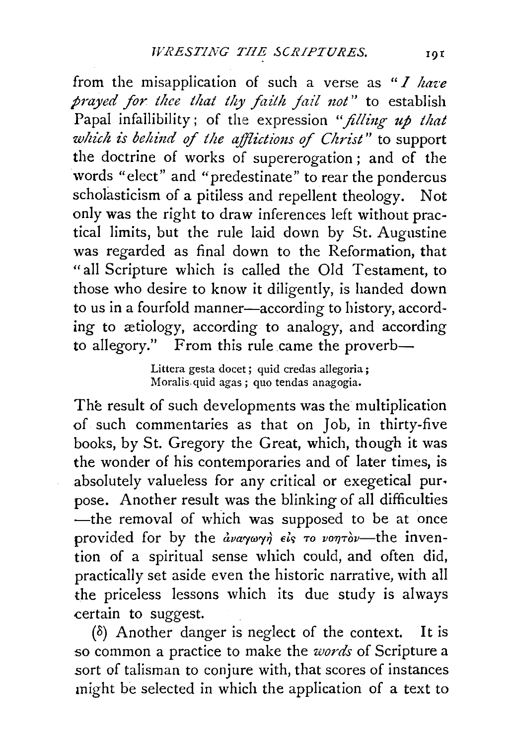from the misapplication of such a verse as "*I have prayed for thee that thy faith fail not*" to establish Papal infallibility; of the expression "*filling up that which is behind of the afflictions of Christ*" to support the doctrine of works of supererogation; and of the words "elect" and "predestinate" to rear the ponderous scholasticism of a pitiless and repellent theology. Not only was the right to draw inferences left without practical limits, but the rule laid down by St. Augustine was regarded as final down to the Reformation, that "all Scripture which is called the Old Testament, to those who desire to know it diligently, is handed down to us in a fourfold manner—according to history, according to ætiology, according to analogy, and according to allegory." From this rule came the proverb—

> Littera gesta docet; quid credas allegoria;
> Moralis quid agas; quo tendas anagogia.

The result of such developments was the multiplication of such commentaries as that on Job, in thirty-five books, by St. Gregory the Great, which, though it was the wonder of his contemporaries and of later times, is absolutely valueless for any critical or exegetical purpose. Another result was the blinking of all difficulties—the removal of which was supposed to be at once provided for by the ἀναγωγὴ εἰς το νοητὸν—the invention of a spiritual sense which could, and often did, practically set aside even the historic narrative, with all the priceless lessons which its due study is always certain to suggest.

(δ) Another danger is neglect of the context. It is so common a practice to make the *words* of Scripture a sort of talisman to conjure with, that scores of instances might be selected in which the application of a text to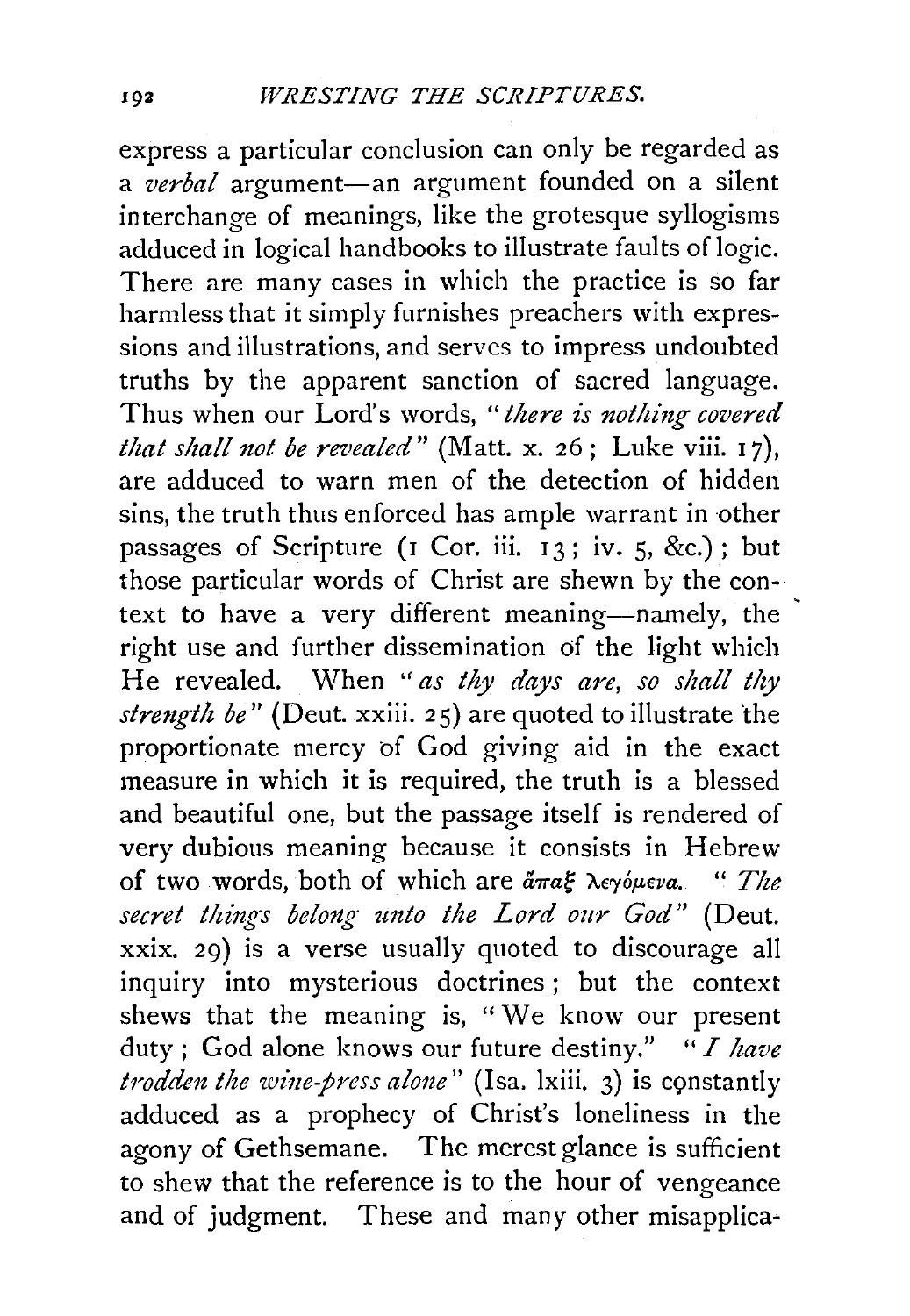express a particular conclusion can only be regarded as a *verbal* argument—an argument founded on a silent interchange of meanings, like the grotesque syllogisms adduced in logical handbooks to illustrate faults of logic. There are many cases in which the practice is so far harmless that it simply furnishes preachers with expressions and illustrations, and serves to impress undoubted truths by the apparent sanction of sacred language. Thus when our Lord's words, "*there is nothing covered that shall not be revealed*" (Matt. x. 26; Luke viii. 17), are adduced to warn men of the detection of hidden sins, the truth thus enforced has ample warrant in other passages of Scripture (1 Cor. iii. 13; iv. 5, &c.); but those particular words of Christ are shewn by the context to have a very different meaning—namely, the right use and further dissemination of the light which He revealed. When "*as thy days are, so shall thy strength be*" (Deut. xxiii. 25) are quoted to illustrate the proportionate mercy of God giving aid in the exact measure in which it is required, the truth is a blessed and beautiful one, but the passage itself is rendered of very dubious meaning because it consists in Hebrew of two words, both of which are ἅπαξ λεγόμενα. "*The secret things belong unto the Lord our God*" (Deut. xxix. 29) is a verse usually quoted to discourage all inquiry into mysterious doctrines; but the context shews that the meaning is, "We know our present duty; God alone knows our future destiny." "*I have trodden the wine-press alone*" (Isa. lxiii. 3) is constantly adduced as a prophecy of Christ's loneliness in the agony of Gethsemane. The merest glance is sufficient to shew that the reference is to the hour of vengeance and of judgment. These and many other misapplica-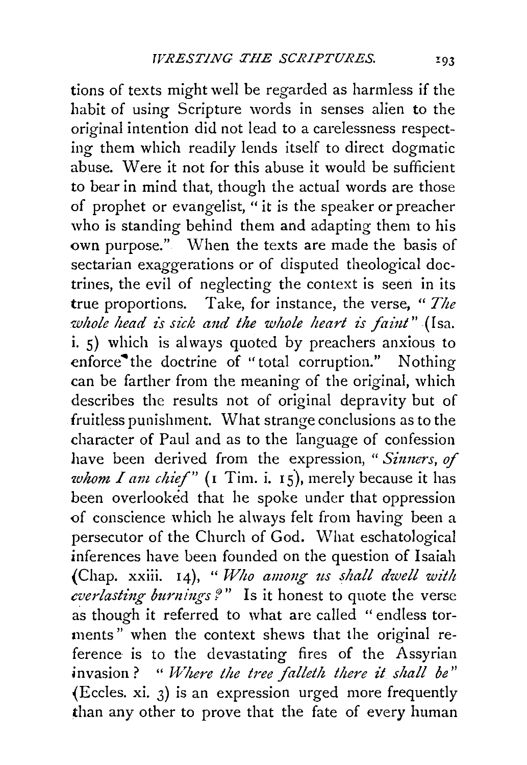tions of texts might well be regarded as harmless if the habit of using Scripture words in senses alien to the original intention did not lead to a carelessness respecting them which readily lends itself to direct dogmatic abuse. Were it not for this abuse it would be sufficient to bear in mind that, though the actual words are those of prophet or evangelist, "it is the speaker or preacher who is standing behind them and adapting them to his own purpose." When the texts are made the basis of sectarian exaggerations or of disputed theological doctrines, the evil of neglecting the context is seen in its true proportions. Take, for instance, the verse, "*The whole head is sick and the whole heart is faint*" (Isa. i. 5) which is always quoted by preachers anxious to enforce the doctrine of "total corruption." Nothing can be farther from the meaning of the original, which describes the results not of original depravity but of fruitless punishment. What strange conclusions as to the character of Paul and as to the language of confession have been derived from the expression, "*Sinners, of whom I am chief*" (1 Tim. i. 15), merely because it has been overlooked that he spoke under that oppression of conscience which he always felt from having been a persecutor of the Church of God. What eschatological inferences have been founded on the question of Isaiah (Chap. xxiii. 14), "*Who among us shall dwell with everlasting burnings?*" Is it honest to quote the verse as though it referred to what are called "endless torments" when the context shews that the original reference is to the devastating fires of the Assyrian invasion? "*Where the tree falleth there it shall be*" (Eccles. xi. 3) is an expression urged more frequently than any other to prove that the fate of every human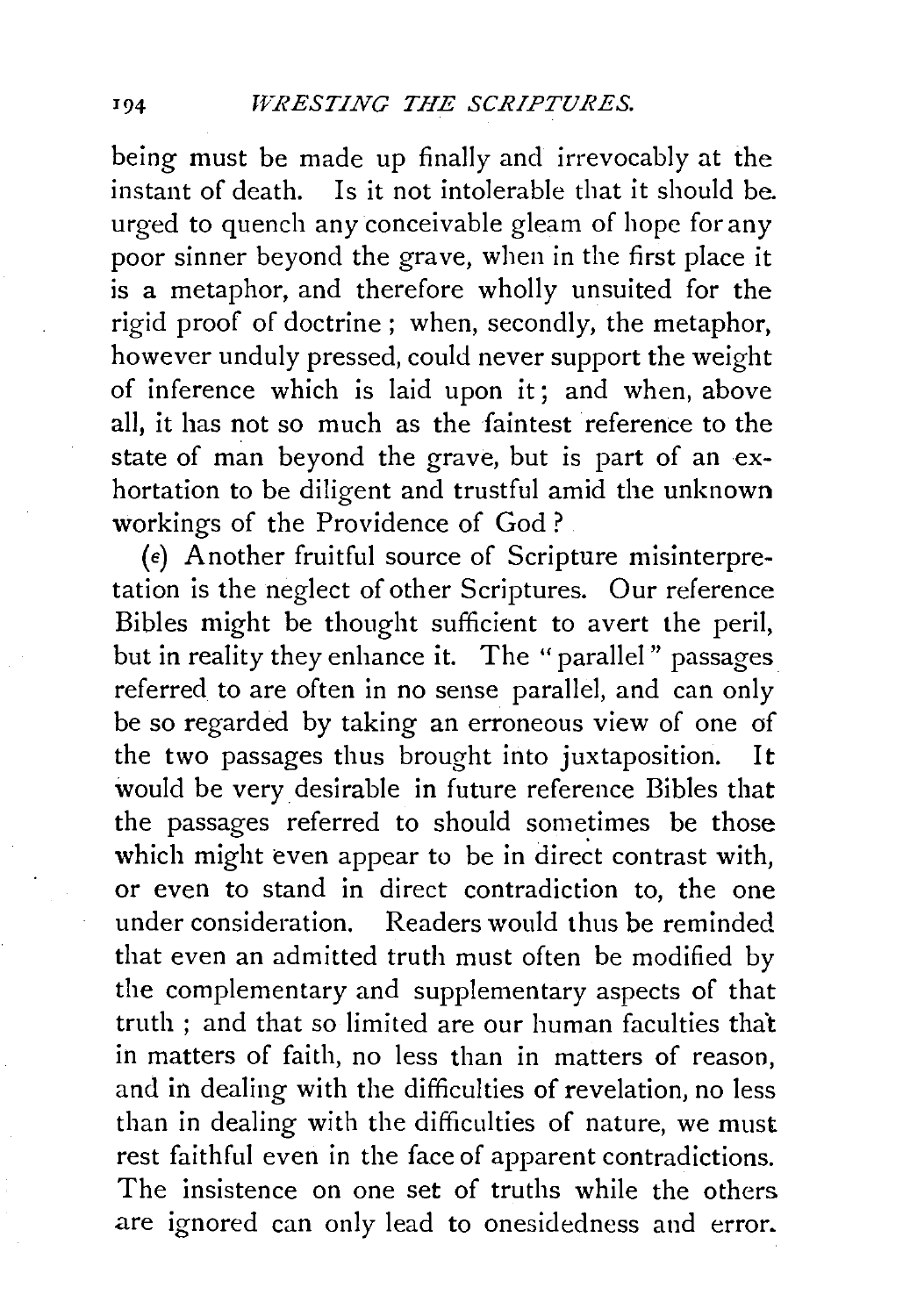being must be made up finally and irrevocably at the instant of death. Is it not intolerable that it should be urged to quench any conceivable gleam of hope for any poor sinner beyond the grave, when in the first place it is a metaphor, and therefore wholly unsuited for the rigid proof of doctrine; when, secondly, the metaphor, however unduly pressed, could never support the weight of inference which is laid upon it; and when, above all, it has not so much as the faintest reference to the state of man beyond the grave, but is part of an exhortation to be diligent and trustful amid the unknown workings of the Providence of God?

(ε) Another fruitful source of Scripture misinterpretation is the neglect of other Scriptures. Our reference Bibles might be thought sufficient to avert the peril, but in reality they enhance it. The "parallel" passages referred to are often in no sense parallel, and can only be so regarded by taking an erroneous view of one of the two passages thus brought into juxtaposition. It would be very desirable in future reference Bibles that the passages referred to should sometimes be those which might even appear to be in direct contrast with, or even to stand in direct contradiction to, the one under consideration. Readers would thus be reminded that even an admitted truth must often be modified by the complementary and supplementary aspects of that truth; and that so limited are our human faculties that in matters of faith, no less than in matters of reason, and in dealing with the difficulties of revelation, no less than in dealing with the difficulties of nature, we must rest faithful even in the face of apparent contradictions. The insistence on one set of truths while the others are ignored can only lead to onesidedness and error.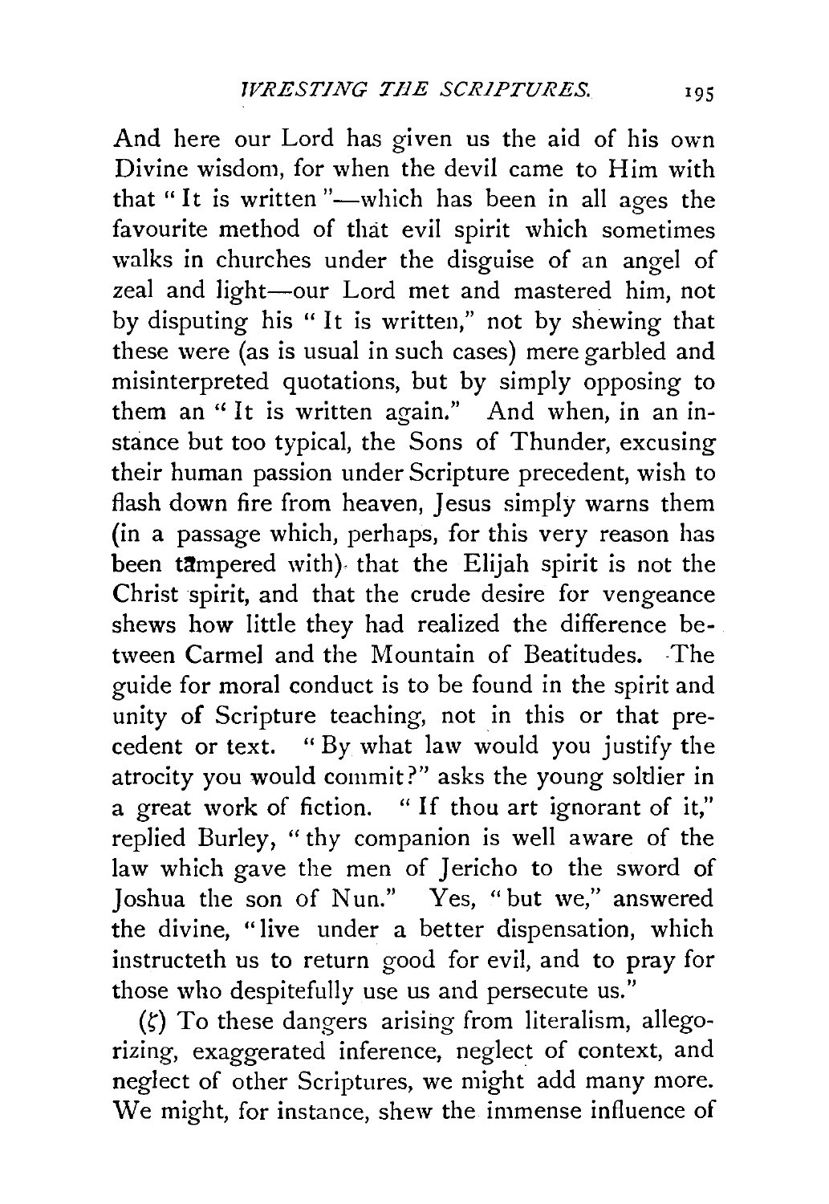And here our Lord has given us the aid of his own Divine wisdom, for when the devil came to Him with that "It is written"—which has been in all ages the favourite method of that evil spirit which sometimes walks in churches under the disguise of an angel of zeal and light—our Lord met and mastered him, not by disputing his "It is written," not by shewing that these were (as is usual in such cases) mere garbled and misinterpreted quotations, but by simply opposing to them an "It is written again." And when, in an instance but too typical, the Sons of Thunder, excusing their human passion under Scripture precedent, wish to flash down fire from heaven, Jesus simply warns them (in a passage which, perhaps, for this very reason has been tampered with) that the Elijah spirit is not the Christ spirit, and that the crude desire for vengeance shews how little they had realized the difference between Carmel and the Mountain of Beatitudes. The guide for moral conduct is to be found in the spirit and unity of Scripture teaching, not in this or that precedent or text. "By what law would you justify the atrocity you would commit?" asks the young soldier in a great work of fiction. "If thou art ignorant of it," replied Burley, "thy companion is well aware of the law which gave the men of Jericho to the sword of Joshua the son of Nun." Yes, "but we," answered the divine, "live under a better dispensation, which instructeth us to return good for evil, and to pray for those who despitefully use us and persecute us."

(ζ) To these dangers arising from literalism, allegorizing, exaggerated inference, neglect of context, and neglect of other Scriptures, we might add many more. We might, for instance, shew the immense influence of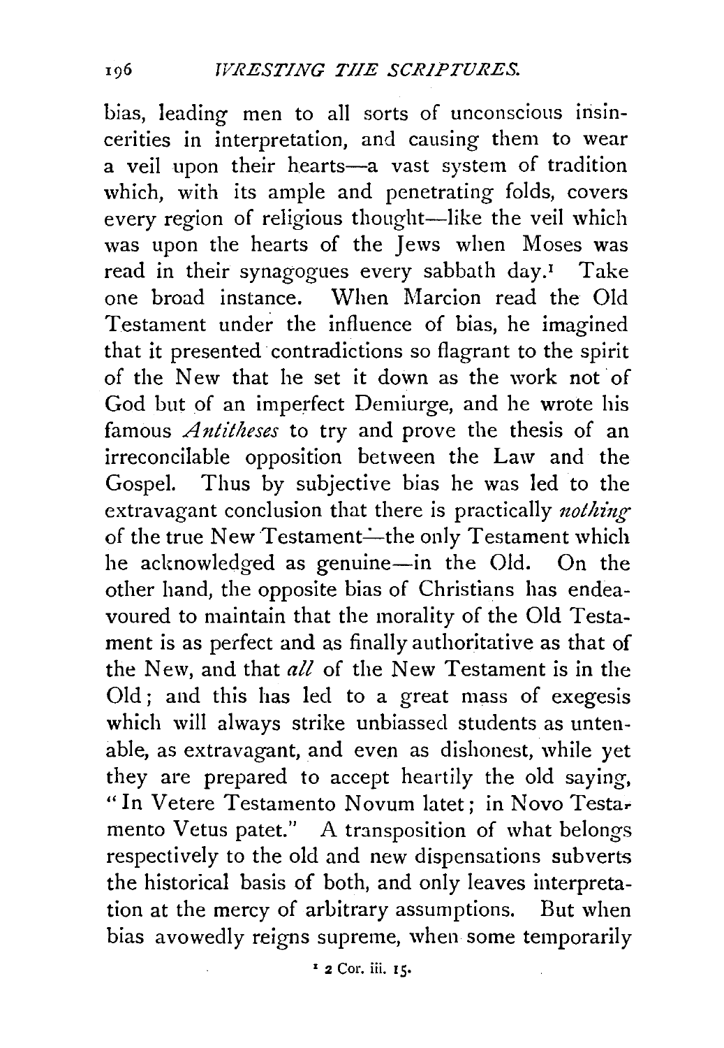bias, leading men to all sorts of unconscious insincerities in interpretation, and causing them to wear a veil upon their hearts—a vast system of tradition which, with its ample and penetrating folds, covers every region of religious thought—like the veil which was upon the hearts of the Jews when Moses was read in their synagogues every sabbath day.[1] Take one broad instance. When Marcion read the Old Testament under the influence of bias, he imagined that it presented contradictions so flagrant to the spirit of the New that he set it down as the work not of God but of an imperfect Demiurge, and he wrote his famous *Antitheses* to try and prove the thesis of an irreconcilable opposition between the Law and the Gospel. Thus by subjective bias he was led to the extravagant conclusion that there is practically *nothing* of the true New Testament—the only Testament which he acknowledged as genuine—in the Old. On the other hand, the opposite bias of Christians has endeavoured to maintain that the morality of the Old Testament is as perfect and as finally authoritative as that of the New, and that *all* of the New Testament is in the Old; and this has led to a great mass of exegesis which will always strike unbiassed students as untenable, as extravagant, and even as dishonest, while yet they are prepared to accept heartily the old saying, "In Vetere Testamento Novum latet; in Novo Testamento Vetus patet." A transposition of what belongs respectively to the old and new dispensations subverts the historical basis of both, and only leaves interpretation at the mercy of arbitrary assumptions. But when bias avowedly reigns supreme, when some temporarily

[1] 2 Cor. iii. 15.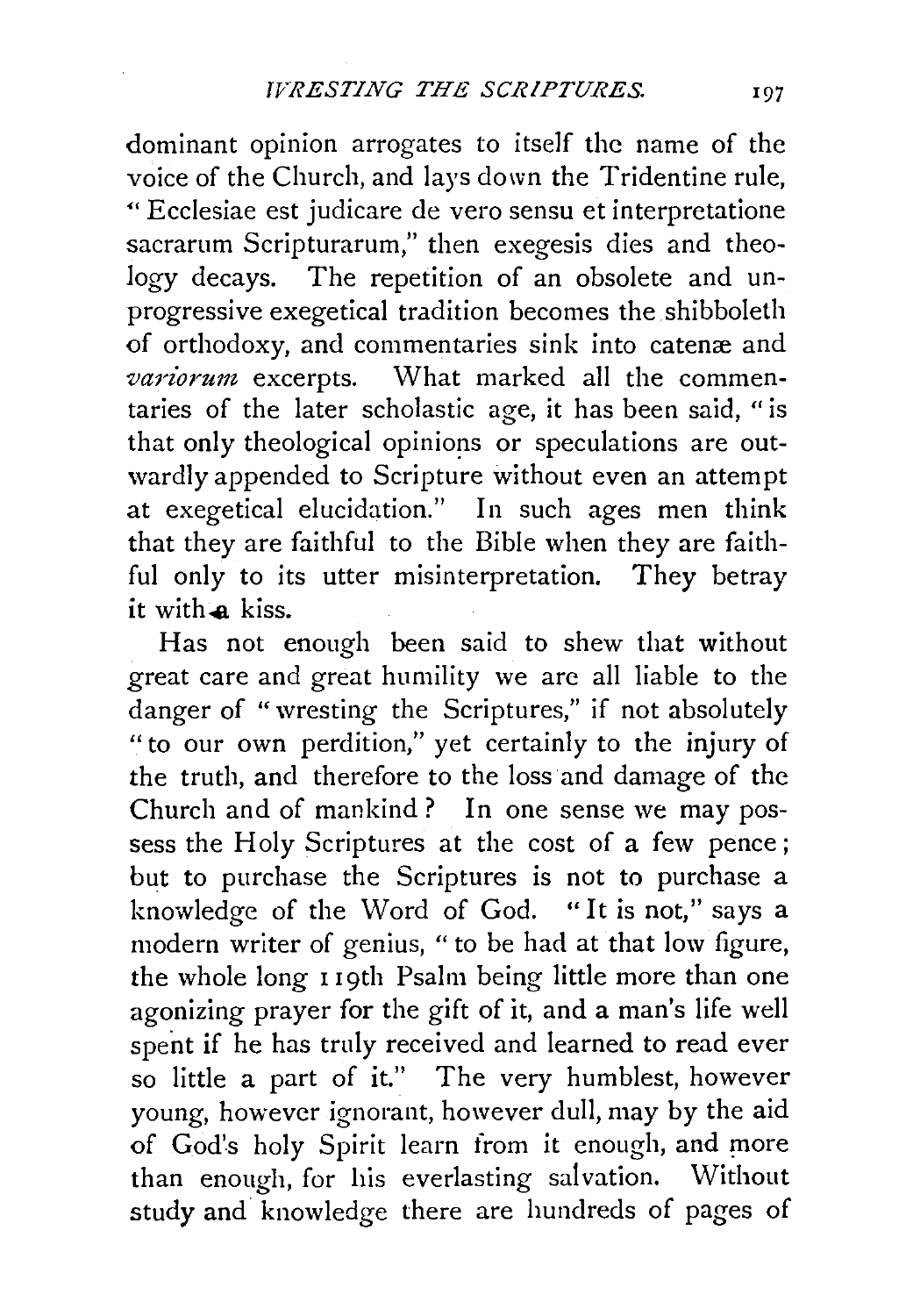dominant opinion arrogates to itself the name of the voice of the Church, and lays down the Tridentine rule, "Ecclesiae est judicare de vero sensu et interpretatione sacrarum Scripturarum," then exegesis dies and theology decays. The repetition of an obsolete and unprogressive exegetical tradition becomes the shibboleth of orthodoxy, and commentaries sink into catenæ and *variorum* excerpts. What marked all the commentaries of the later scholastic age, it has been said, "is that only theological opinions or speculations are outwardly appended to Scripture without even an attempt at exegetical elucidation." In such ages men think that they are faithful to the Bible when they are faithful only to its utter misinterpretation. They betray it with a kiss.

Has not enough been said to shew that without great care and great humility we are all liable to the danger of "wresting the Scriptures," if not absolutely "to our own perdition," yet certainly to the injury of the truth, and therefore to the loss and damage of the Church and of mankind? In one sense we may possess the Holy Scriptures at the cost of a few pence; but to purchase the Scriptures is not to purchase a knowledge of the Word of God. "It is not," says a modern writer of genius, "to be had at that low figure, the whole long 119th Psalm being little more than one agonizing prayer for the gift of it, and a man's life well spent if he has truly received and learned to read ever so little a part of it." The very humblest, however young, however ignorant, however dull, may by the aid of God's holy Spirit learn from it enough, and more than enough, for his everlasting salvation. Without study and knowledge there are hundreds of pages of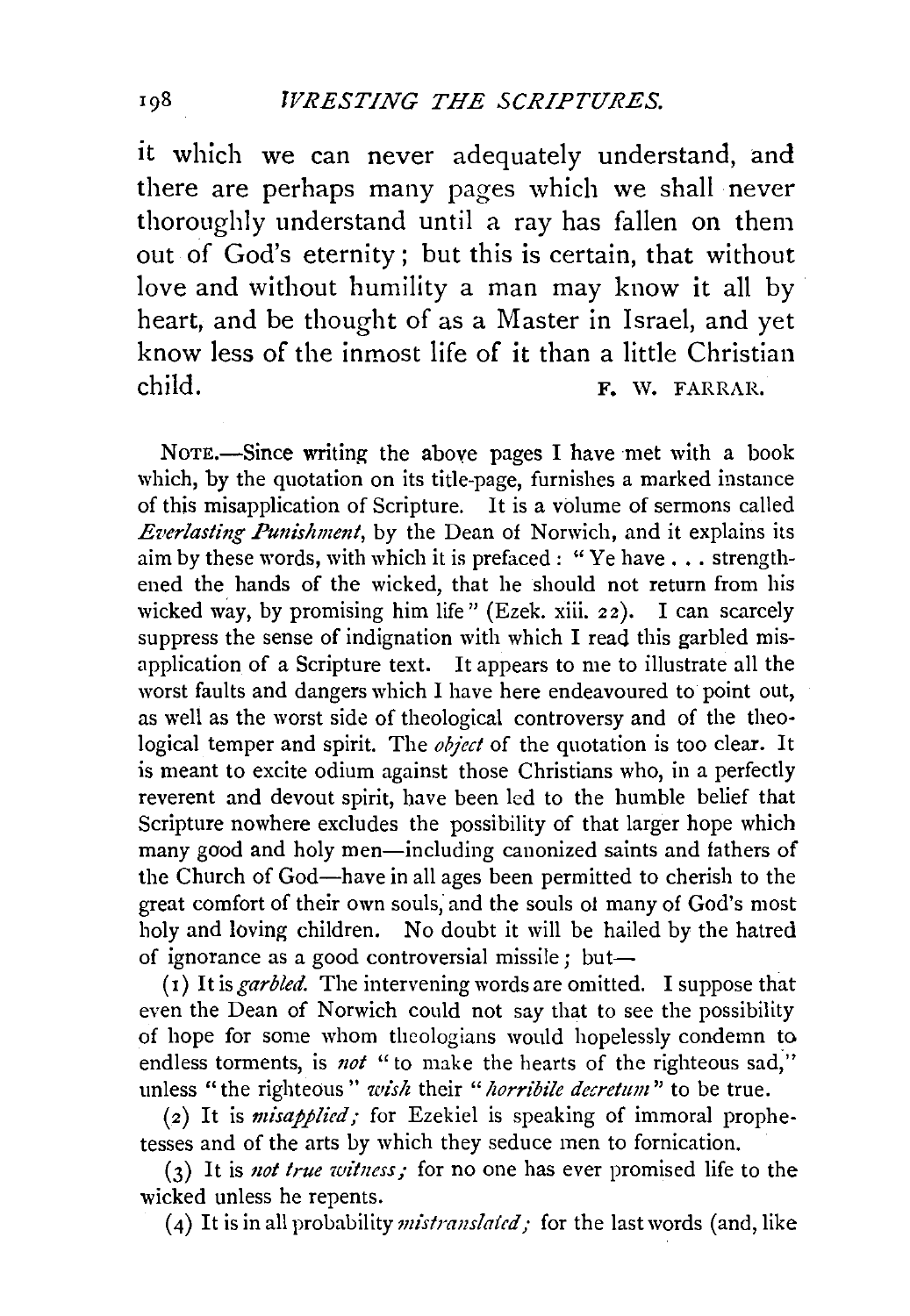it which we can never adequately understand, and there are perhaps many pages which we shall never thoroughly understand until a ray has fallen on them out of God's eternity; but this is certain, that without love and without humility a man may know it all by heart, and be thought of as a Master in Israel, and yet know less of the inmost life of it than a little Christian child.

F. W. FARRAR.

NOTE.—Since writing the above pages I have met with a book which, by the quotation on its title-page, furnishes a marked instance of this misapplication of Scripture. It is a volume of sermons called *Everlasting Punishment*, by the Dean of Norwich, and it explains its aim by these words, with which it is prefaced: "Ye have . . . strengthened the hands of the wicked, that he should not return from his wicked way, by promising him life" (Ezek. xiii. 22). I can scarcely suppress the sense of indignation with which I read this garbled misapplication of a Scripture text. It appears to me to illustrate all the worst faults and dangers which I have here endeavoured to point out, as well as the worst side of theological controversy and of the theological temper and spirit. The *object* of the quotation is too clear. It is meant to excite odium against those Christians who, in a perfectly reverent and devout spirit, have been led to the humble belief that Scripture nowhere excludes the possibility of that larger hope which many good and holy men—including canonized saints and fathers of the Church of God—have in all ages been permitted to cherish to the great comfort of their own souls, and the souls of many of God's most holy and loving children. No doubt it will be hailed by the hatred of ignorance as a good controversial missile; but—

(1) It is *garbled.* The intervening words are omitted. I suppose that even the Dean of Norwich could not say that to see the possibility of hope for some whom theologians would hopelessly condemn to endless torments, is *not* "to make the hearts of the righteous sad," unless "the righteous" *wish* their "*horribile decretum*" to be true.

(2) It is *misapplied;* for Ezekiel is speaking of immoral prophetesses and of the arts by which they seduce men to fornication.

(3) It is *not true witness;* for no one has ever promised life to the wicked unless he repents.

(4) It is in all probability *mistranslated;* for the last words (and, like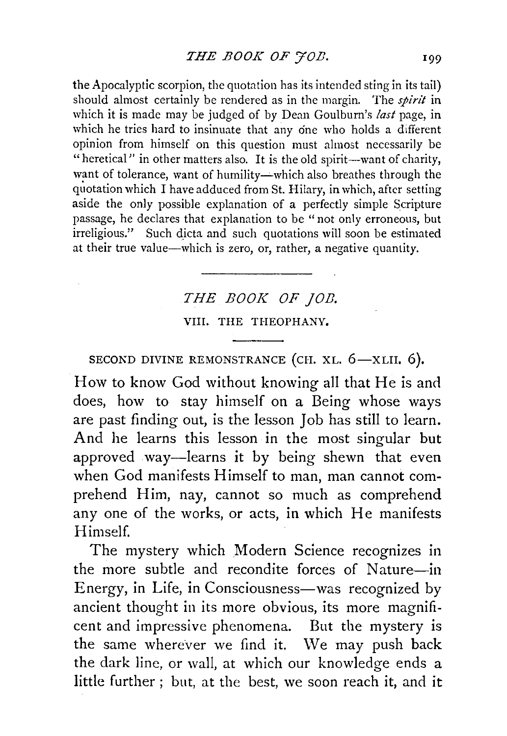the Apocalyptic scorpion, the quotation has its intended sting in its tail) should almost certainly be rendered as in the margin. The *spirit* in which it is made may be judged of by Dean Goulburn's *last* page, in which he tries hard to insinuate that any one who holds a different opinion from himself on this question must almost necessarily be "heretical" in other matters also. It is the old spirit—want of charity, want of tolerance, want of humility—which also breathes through the quotation which I have adduced from St. Hilary, in which, after setting aside the only possible explanation of a perfectly simple Scripture passage, he declares that explanation to be "not only erroneous, but irreligious." Such dicta and such quotations will soon be estimated at their true value—which is zero, or, rather, a negative quantity.

---

## *THE BOOK OF JOB.*

### VIII. THE THEOPHANY.

---

SECOND DIVINE REMONSTRANCE (CH. XL. 6—XLII. 6).

How to know God without knowing all that He is and does, how to stay himself on a Being whose ways are past finding out, is the lesson Job has still to learn. And he learns this lesson in the most singular but approved way—learns it by being shewn that even when God manifests Himself to man, man cannot comprehend Him, nay, cannot so much as comprehend any one of the works, or acts, in which He manifests Himself.

The mystery which Modern Science recognizes in the more subtle and recondite forces of Nature—in Energy, in Life, in Consciousness—was recognized by ancient thought in its more obvious, its more magnificent and impressive phenomena. But the mystery is the same wherever we find it. We may push back the dark line, or wall, at which our knowledge ends a little further; but, at the best, we soon reach it, and it